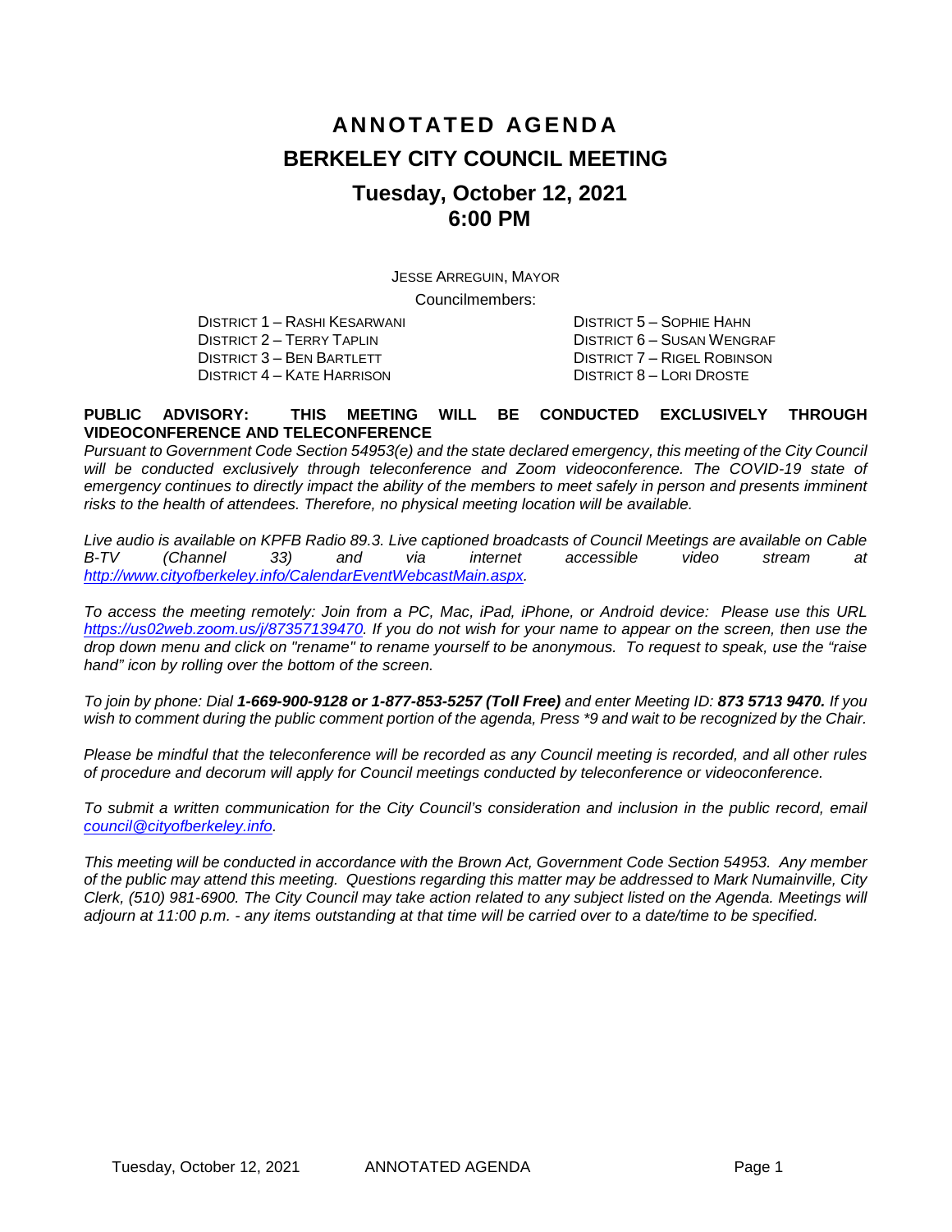# ANNOTATED AGENDA

# BERKELEY CITY COUNCIL MEETING

## Tuesday, October 12, 2021
## 6:00 PM

JESSE ARREGUIN, MAYOR

Councilmembers:

DISTRICT 1 – RASHI KESARWANI
DISTRICT 2 – TERRY TAPLIN
DISTRICT 3 – BEN BARTLETT
DISTRICT 4 – KATE HARRISON
DISTRICT 5 – SOPHIE HAHN
DISTRICT 6 – SUSAN WENGRAF
DISTRICT 7 – RIGEL ROBINSON
DISTRICT 8 – LORI DROSTE

**PUBLIC ADVISORY: THIS MEETING WILL BE CONDUCTED EXCLUSIVELY THROUGH VIDEOCONFERENCE AND TELECONFERENCE**

*Pursuant to Government Code Section 54953(e) and the state declared emergency, this meeting of the City Council will be conducted exclusively through teleconference and Zoom videoconference. The COVID-19 state of emergency continues to directly impact the ability of the members to meet safely in person and presents imminent risks to the health of attendees. Therefore, no physical meeting location will be available.*

*Live audio is available on KPFB Radio 89.3. Live captioned broadcasts of Council Meetings are available on Cable B-TV (Channel 33) and via internet accessible video stream at [http://www.cityofberkeley.info/CalendarEventWebcastMain.aspx](http://www.cityofberkeley.info/CalendarEventWebcastMain.aspx).*

*To access the meeting remotely: Join from a PC, Mac, iPad, iPhone, or Android device: Please use this URL [https://us02web.zoom.us/j/87357139470](https://us02web.zoom.us/j/87357139470). If you do not wish for your name to appear on the screen, then use the drop down menu and click on "rename" to rename yourself to be anonymous. To request to speak, use the "raise hand" icon by rolling over the bottom of the screen.*

*To join by phone: Dial **1-669-900-9128 or 1-877-853-5257 (Toll Free)** and enter Meeting ID: **873 5713 9470.** If you wish to comment during the public comment portion of the agenda, Press \*9 and wait to be recognized by the Chair.*

*Please be mindful that the teleconference will be recorded as any Council meeting is recorded, and all other rules of procedure and decorum will apply for Council meetings conducted by teleconference or videoconference.*

*To submit a written communication for the City Council's consideration and inclusion in the public record, email [council@cityofberkeley.info](mailto:council@cityofberkeley.info).*

*This meeting will be conducted in accordance with the Brown Act, Government Code Section 54953. Any member of the public may attend this meeting. Questions regarding this matter may be addressed to Mark Numainville, City Clerk, (510) 981-6900. The City Council may take action related to any subject listed on the Agenda. Meetings will adjourn at 11:00 p.m. - any items outstanding at that time will be carried over to a date/time to be specified.*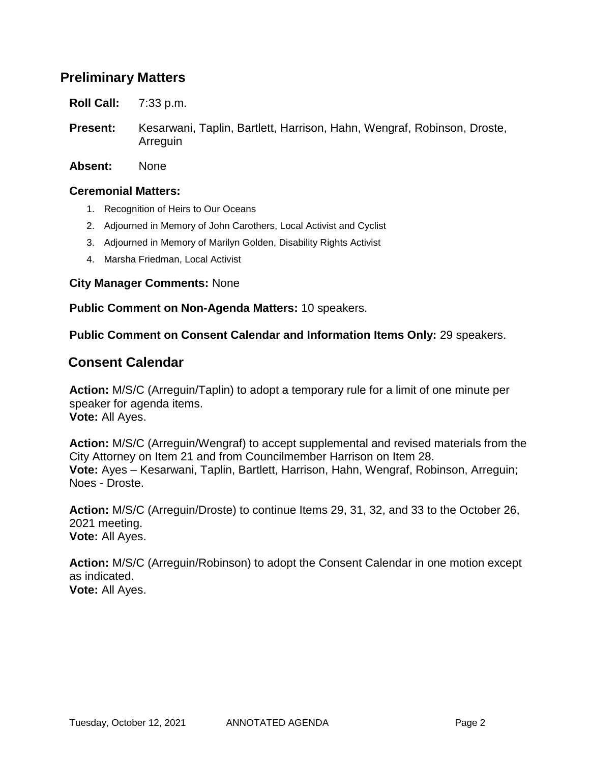## Preliminary Matters

**Roll Call:** 7:33 p.m.

**Present:** Kesarwani, Taplin, Bartlett, Harrison, Hahn, Wengraf, Robinson, Droste, Arreguin

**Absent:** None

### Ceremonial Matters:

1. Recognition of Heirs to Our Oceans
2. Adjourned in Memory of John Carothers, Local Activist and Cyclist
3. Adjourned in Memory of Marilyn Golden, Disability Rights Activist
4. Marsha Friedman, Local Activist

**City Manager Comments:** None

**Public Comment on Non-Agenda Matters:** 10 speakers.

**Public Comment on Consent Calendar and Information Items Only:** 29 speakers.

## Consent Calendar

**Action:** M/S/C (Arreguin/Taplin) to adopt a temporary rule for a limit of one minute per speaker for agenda items.
**Vote:** All Ayes.

**Action:** M/S/C (Arreguin/Wengraf) to accept supplemental and revised materials from the City Attorney on Item 21 and from Councilmember Harrison on Item 28.
**Vote:** Ayes – Kesarwani, Taplin, Bartlett, Harrison, Hahn, Wengraf, Robinson, Arreguin; Noes - Droste.

**Action:** M/S/C (Arreguin/Droste) to continue Items 29, 31, 32, and 33 to the October 26, 2021 meeting.
**Vote:** All Ayes.

**Action:** M/S/C (Arreguin/Robinson) to adopt the Consent Calendar in one motion except as indicated.
**Vote:** All Ayes.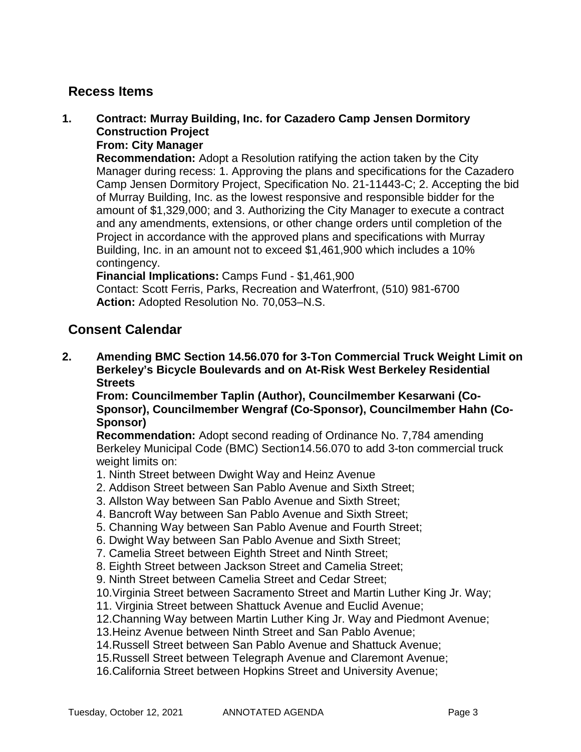## Recess Items

**1. Contract: Murray Building, Inc. for Cazadero Camp Jensen Dormitory Construction Project**
**From: City Manager**
**Recommendation:** Adopt a Resolution ratifying the action taken by the City Manager during recess: 1. Approving the plans and specifications for the Cazadero Camp Jensen Dormitory Project, Specification No. 21-11443-C; 2. Accepting the bid of Murray Building, Inc. as the lowest responsive and responsible bidder for the amount of $1,329,000; and 3. Authorizing the City Manager to execute a contract and any amendments, extensions, or other change orders until completion of the Project in accordance with the approved plans and specifications with Murray Building, Inc. in an amount not to exceed $1,461,900 which includes a 10% contingency.
**Financial Implications:** Camps Fund - $1,461,900
Contact: Scott Ferris, Parks, Recreation and Waterfront, (510) 981-6700
**Action:** Adopted Resolution No. 70,053–N.S.

## Consent Calendar

**2. Amending BMC Section 14.56.070 for 3-Ton Commercial Truck Weight Limit on Berkeley's Bicycle Boulevards and on At-Risk West Berkeley Residential Streets**
**From: Councilmember Taplin (Author), Councilmember Kesarwani (Co-Sponsor), Councilmember Wengraf (Co-Sponsor), Councilmember Hahn (Co-Sponsor)**
**Recommendation:** Adopt second reading of Ordinance No. 7,784 amending Berkeley Municipal Code (BMC) Section14.56.070 to add 3-ton commercial truck weight limits on:

1. Ninth Street between Dwight Way and Heinz Avenue
2. Addison Street between San Pablo Avenue and Sixth Street;
3. Allston Way between San Pablo Avenue and Sixth Street;
4. Bancroft Way between San Pablo Avenue and Sixth Street;
5. Channing Way between San Pablo Avenue and Fourth Street;
6. Dwight Way between San Pablo Avenue and Sixth Street;
7. Camelia Street between Eighth Street and Ninth Street;
8. Eighth Street between Jackson Street and Camelia Street;
9. Ninth Street between Camelia Street and Cedar Street;
10. Virginia Street between Sacramento Street and Martin Luther King Jr. Way;
11. Virginia Street between Shattuck Avenue and Euclid Avenue;
12. Channing Way between Martin Luther King Jr. Way and Piedmont Avenue;
13. Heinz Avenue between Ninth Street and San Pablo Avenue;
14. Russell Street between San Pablo Avenue and Shattuck Avenue;
15. Russell Street between Telegraph Avenue and Claremont Avenue;
16. California Street between Hopkins Street and University Avenue;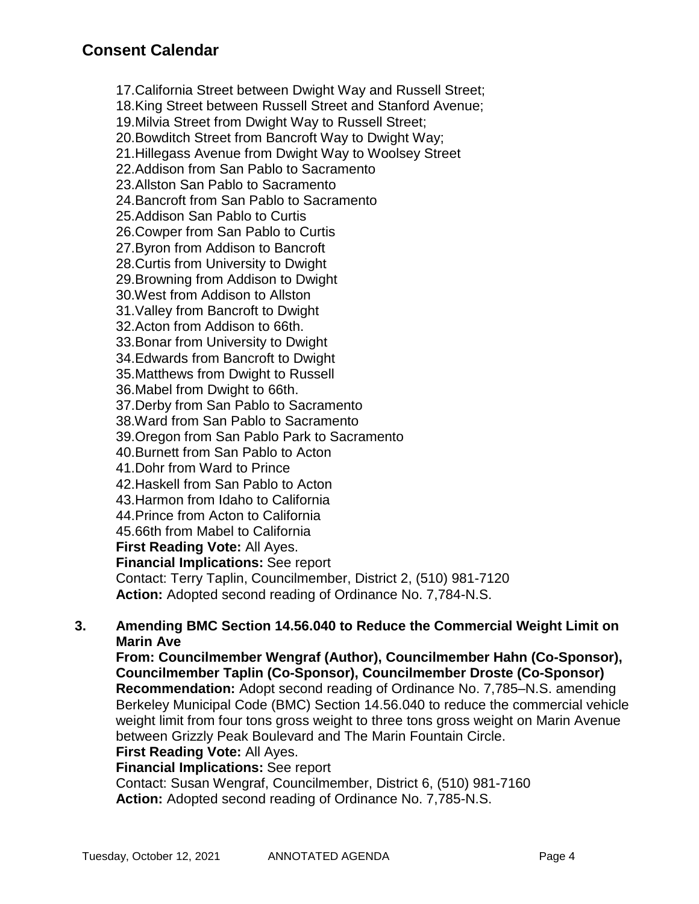## Consent Calendar

17. California Street between Dwight Way and Russell Street;
18. King Street between Russell Street and Stanford Avenue;
19. Milvia Street from Dwight Way to Russell Street;
20. Bowditch Street from Bancroft Way to Dwight Way;
21. Hillegass Avenue from Dwight Way to Woolsey Street
22. Addison from San Pablo to Sacramento
23. Allston San Pablo to Sacramento
24. Bancroft from San Pablo to Sacramento
25. Addison San Pablo to Curtis
26. Cowper from San Pablo to Curtis
27. Byron from Addison to Bancroft
28. Curtis from University to Dwight
29. Browning from Addison to Dwight
30. West from Addison to Allston
31. Valley from Bancroft to Dwight
32. Acton from Addison to 66th.
33. Bonar from University to Dwight
34. Edwards from Bancroft to Dwight
35. Matthews from Dwight to Russell
36. Mabel from Dwight to 66th.
37. Derby from San Pablo to Sacramento
38. Ward from San Pablo to Sacramento
39. Oregon from San Pablo Park to Sacramento
40. Burnett from San Pablo to Acton
41. Dohr from Ward to Prince
42. Haskell from San Pablo to Acton
43. Harmon from Idaho to California
44. Prince from Acton to California
45. 66th from Mabel to California

**First Reading Vote:** All Ayes.
**Financial Implications:** See report
Contact: Terry Taplin, Councilmember, District 2, (510) 981-7120
**Action:** Adopted second reading of Ordinance No. 7,784-N.S.

**3. Amending BMC Section 14.56.040 to Reduce the Commercial Weight Limit on Marin Ave**
**From: Councilmember Wengraf (Author), Councilmember Hahn (Co-Sponsor), Councilmember Taplin (Co-Sponsor), Councilmember Droste (Co-Sponsor)**
**Recommendation:** Adopt second reading of Ordinance No. 7,785–N.S. amending Berkeley Municipal Code (BMC) Section 14.56.040 to reduce the commercial vehicle weight limit from four tons gross weight to three tons gross weight on Marin Avenue between Grizzly Peak Boulevard and The Marin Fountain Circle.
**First Reading Vote:** All Ayes.
**Financial Implications:** See report
Contact: Susan Wengraf, Councilmember, District 6, (510) 981-7160
**Action:** Adopted second reading of Ordinance No. 7,785-N.S.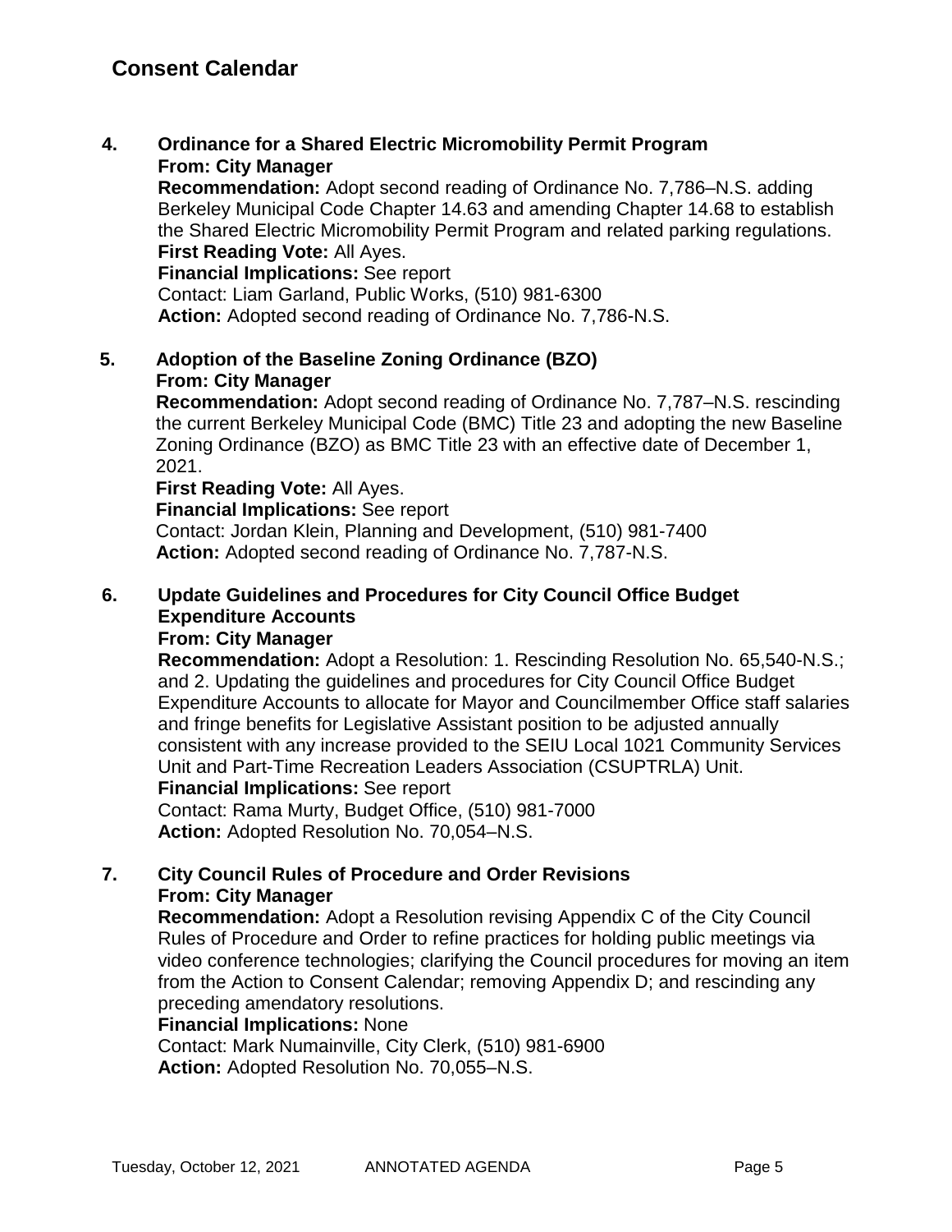## Consent Calendar

**4. Ordinance for a Shared Electric Micromobility Permit Program**
**From: City Manager**
**Recommendation:** Adopt second reading of Ordinance No. 7,786–N.S. adding Berkeley Municipal Code Chapter 14.63 and amending Chapter 14.68 to establish the Shared Electric Micromobility Permit Program and related parking regulations.
**First Reading Vote:** All Ayes.
**Financial Implications:** See report
Contact: Liam Garland, Public Works, (510) 981-6300
**Action:** Adopted second reading of Ordinance No. 7,786-N.S.

**5. Adoption of the Baseline Zoning Ordinance (BZO)**
**From: City Manager**
**Recommendation:** Adopt second reading of Ordinance No. 7,787–N.S. rescinding the current Berkeley Municipal Code (BMC) Title 23 and adopting the new Baseline Zoning Ordinance (BZO) as BMC Title 23 with an effective date of December 1, 2021.
**First Reading Vote:** All Ayes.
**Financial Implications:** See report
Contact: Jordan Klein, Planning and Development, (510) 981-7400
**Action:** Adopted second reading of Ordinance No. 7,787-N.S.

**6. Update Guidelines and Procedures for City Council Office Budget Expenditure Accounts**
**From: City Manager**
**Recommendation:** Adopt a Resolution: 1. Rescinding Resolution No. 65,540-N.S.; and 2. Updating the guidelines and procedures for City Council Office Budget Expenditure Accounts to allocate for Mayor and Councilmember Office staff salaries and fringe benefits for Legislative Assistant position to be adjusted annually consistent with any increase provided to the SEIU Local 1021 Community Services Unit and Part-Time Recreation Leaders Association (CSUPTRLA) Unit.
**Financial Implications:** See report
Contact: Rama Murty, Budget Office, (510) 981-7000
**Action:** Adopted Resolution No. 70,054–N.S.

**7. City Council Rules of Procedure and Order Revisions**
**From: City Manager**
**Recommendation:** Adopt a Resolution revising Appendix C of the City Council Rules of Procedure and Order to refine practices for holding public meetings via video conference technologies; clarifying the Council procedures for moving an item from the Action to Consent Calendar; removing Appendix D; and rescinding any preceding amendatory resolutions.
**Financial Implications:** None
Contact: Mark Numainville, City Clerk, (510) 981-6900
**Action:** Adopted Resolution No. 70,055–N.S.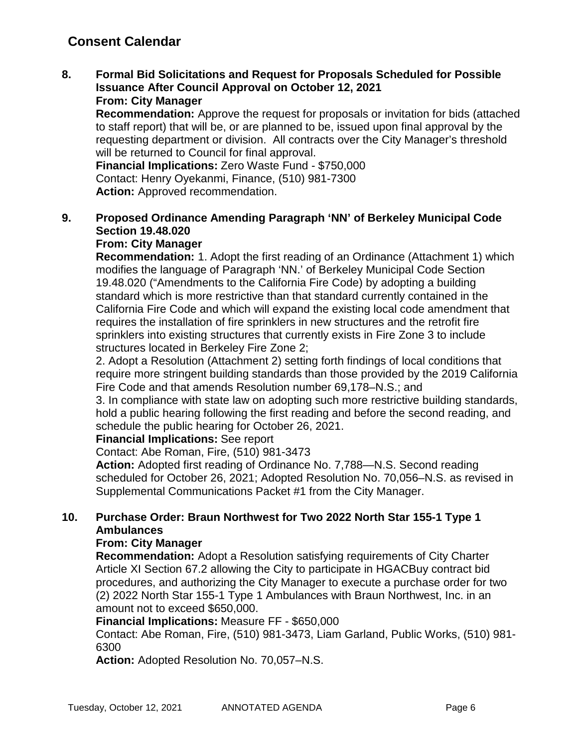## Consent Calendar

**8. Formal Bid Solicitations and Request for Proposals Scheduled for Possible Issuance After Council Approval on October 12, 2021**
**From: City Manager**
**Recommendation:** Approve the request for proposals or invitation for bids (attached to staff report) that will be, or are planned to be, issued upon final approval by the requesting department or division. All contracts over the City Manager's threshold will be returned to Council for final approval.
**Financial Implications:** Zero Waste Fund - $750,000
Contact: Henry Oyekanmi, Finance, (510) 981-7300
**Action:** Approved recommendation.

**9. Proposed Ordinance Amending Paragraph 'NN' of Berkeley Municipal Code Section 19.48.020**
**From: City Manager**
**Recommendation:** 1. Adopt the first reading of an Ordinance (Attachment 1) which modifies the language of Paragraph 'NN.' of Berkeley Municipal Code Section 19.48.020 ("Amendments to the California Fire Code) by adopting a building standard which is more restrictive than that standard currently contained in the California Fire Code and which will expand the existing local code amendment that requires the installation of fire sprinklers in new structures and the retrofit fire sprinklers into existing structures that currently exists in Fire Zone 3 to include structures located in Berkeley Fire Zone 2;
2. Adopt a Resolution (Attachment 2) setting forth findings of local conditions that require more stringent building standards than those provided by the 2019 California Fire Code and that amends Resolution number 69,178–N.S.; and
3. In compliance with state law on adopting such more restrictive building standards, hold a public hearing following the first reading and before the second reading, and schedule the public hearing for October 26, 2021.
**Financial Implications:** See report
Contact: Abe Roman, Fire, (510) 981-3473
**Action:** Adopted first reading of Ordinance No. 7,788—N.S. Second reading scheduled for October 26, 2021; Adopted Resolution No. 70,056–N.S. as revised in Supplemental Communications Packet #1 from the City Manager.

**10. Purchase Order: Braun Northwest for Two 2022 North Star 155-1 Type 1 Ambulances**
**From: City Manager**
**Recommendation:** Adopt a Resolution satisfying requirements of City Charter Article XI Section 67.2 allowing the City to participate in HGACBuy contract bid procedures, and authorizing the City Manager to execute a purchase order for two (2) 2022 North Star 155-1 Type 1 Ambulances with Braun Northwest, Inc. in an amount not to exceed $650,000.
**Financial Implications:** Measure FF - $650,000
Contact: Abe Roman, Fire, (510) 981-3473, Liam Garland, Public Works, (510) 981-6300
**Action:** Adopted Resolution No. 70,057–N.S.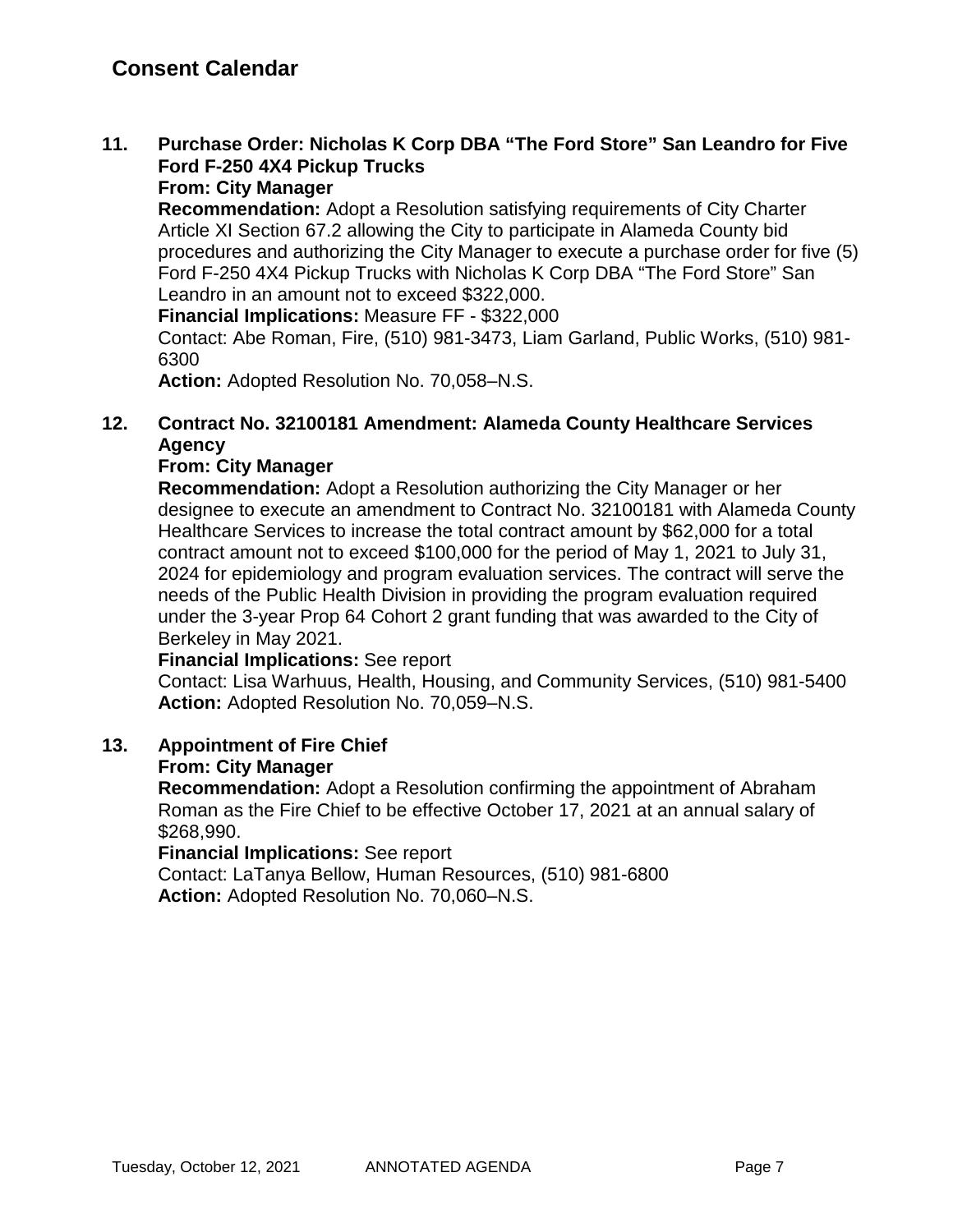## Consent Calendar

**11. Purchase Order: Nicholas K Corp DBA "The Ford Store" San Leandro for Five Ford F-250 4X4 Pickup Trucks**

**From: City Manager**

**Recommendation:** Adopt a Resolution satisfying requirements of City Charter Article XI Section 67.2 allowing the City to participate in Alameda County bid procedures and authorizing the City Manager to execute a purchase order for five (5) Ford F-250 4X4 Pickup Trucks with Nicholas K Corp DBA "The Ford Store" San Leandro in an amount not to exceed $322,000.

**Financial Implications:** Measure FF - $322,000

Contact: Abe Roman, Fire, (510) 981-3473, Liam Garland, Public Works, (510) 981-6300

**Action:** Adopted Resolution No. 70,058–N.S.

**12. Contract No. 32100181 Amendment: Alameda County Healthcare Services Agency**

**From: City Manager**

**Recommendation:** Adopt a Resolution authorizing the City Manager or her designee to execute an amendment to Contract No. 32100181 with Alameda County Healthcare Services to increase the total contract amount by $62,000 for a total contract amount not to exceed $100,000 for the period of May 1, 2021 to July 31, 2024 for epidemiology and program evaluation services. The contract will serve the needs of the Public Health Division in providing the program evaluation required under the 3-year Prop 64 Cohort 2 grant funding that was awarded to the City of Berkeley in May 2021.

**Financial Implications:** See report

Contact: Lisa Warhuus, Health, Housing, and Community Services, (510) 981-5400

**Action:** Adopted Resolution No. 70,059–N.S.

**13. Appointment of Fire Chief**

**From: City Manager**

**Recommendation:** Adopt a Resolution confirming the appointment of Abraham Roman as the Fire Chief to be effective October 17, 2021 at an annual salary of $268,990.

**Financial Implications:** See report

Contact: LaTanya Bellow, Human Resources, (510) 981-6800

**Action:** Adopted Resolution No. 70,060–N.S.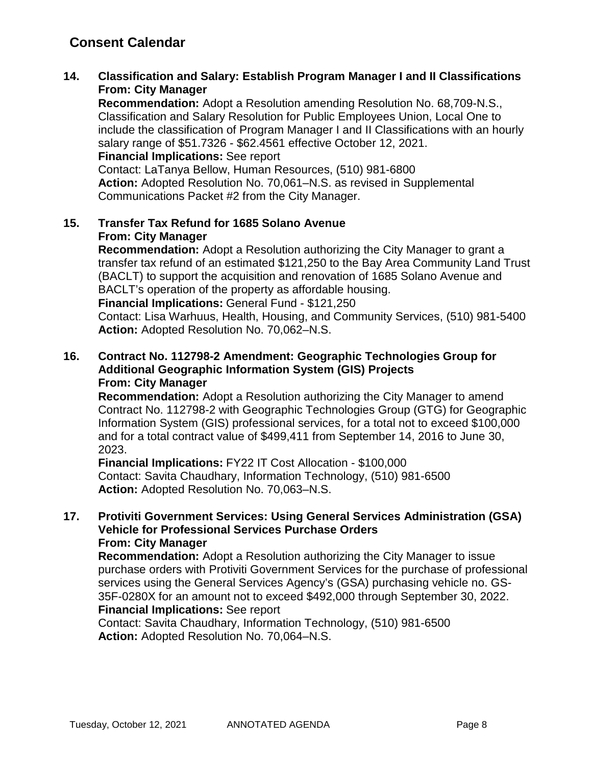## Consent Calendar

**14. Classification and Salary: Establish Program Manager I and II Classifications**
**From: City Manager**
**Recommendation:** Adopt a Resolution amending Resolution No. 68,709-N.S., Classification and Salary Resolution for Public Employees Union, Local One to include the classification of Program Manager I and II Classifications with an hourly salary range of $51.7326 - $62.4561 effective October 12, 2021.
**Financial Implications:** See report
Contact: LaTanya Bellow, Human Resources, (510) 981-6800
**Action:** Adopted Resolution No. 70,061–N.S. as revised in Supplemental Communications Packet #2 from the City Manager.

**15. Transfer Tax Refund for 1685 Solano Avenue**
**From: City Manager**
**Recommendation:** Adopt a Resolution authorizing the City Manager to grant a transfer tax refund of an estimated $121,250 to the Bay Area Community Land Trust (BACLT) to support the acquisition and renovation of 1685 Solano Avenue and BACLT's operation of the property as affordable housing.
**Financial Implications:** General Fund - $121,250
Contact: Lisa Warhuus, Health, Housing, and Community Services, (510) 981-5400
**Action:** Adopted Resolution No. 70,062–N.S.

**16. Contract No. 112798-2 Amendment: Geographic Technologies Group for Additional Geographic Information System (GIS) Projects**
**From: City Manager**
**Recommendation:** Adopt a Resolution authorizing the City Manager to amend Contract No. 112798-2 with Geographic Technologies Group (GTG) for Geographic Information System (GIS) professional services, for a total not to exceed $100,000 and for a total contract value of $499,411 from September 14, 2016 to June 30, 2023.
**Financial Implications:** FY22 IT Cost Allocation - $100,000
Contact: Savita Chaudhary, Information Technology, (510) 981-6500
**Action:** Adopted Resolution No. 70,063–N.S.

**17. Protiviti Government Services: Using General Services Administration (GSA) Vehicle for Professional Services Purchase Orders**
**From: City Manager**
**Recommendation:** Adopt a Resolution authorizing the City Manager to issue purchase orders with Protiviti Government Services for the purchase of professional services using the General Services Agency's (GSA) purchasing vehicle no. GS-35F-0280X for an amount not to exceed $492,000 through September 30, 2022.
**Financial Implications:** See report
Contact: Savita Chaudhary, Information Technology, (510) 981-6500
**Action:** Adopted Resolution No. 70,064–N.S.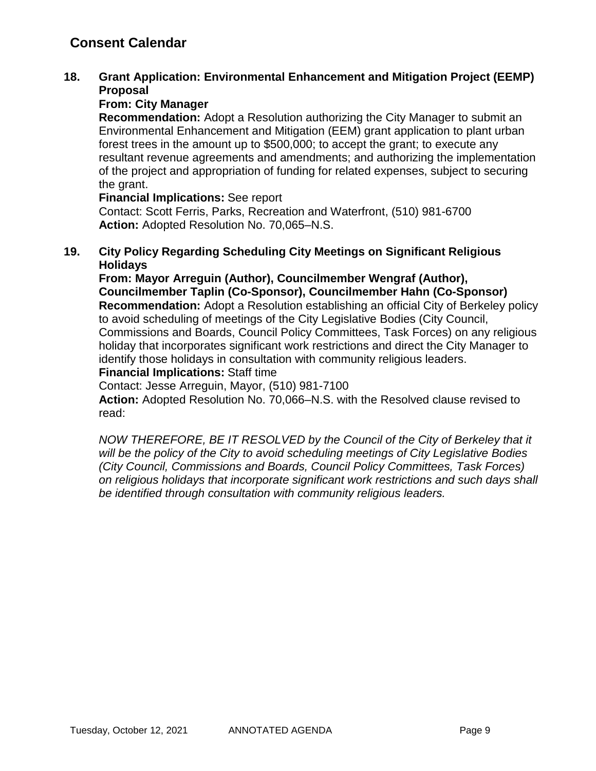## Consent Calendar

**18. Grant Application: Environmental Enhancement and Mitigation Project (EEMP) Proposal**

**From: City Manager**

**Recommendation:** Adopt a Resolution authorizing the City Manager to submit an Environmental Enhancement and Mitigation (EEM) grant application to plant urban forest trees in the amount up to $500,000; to accept the grant; to execute any resultant revenue agreements and amendments; and authorizing the implementation of the project and appropriation of funding for related expenses, subject to securing the grant.

**Financial Implications:** See report

Contact: Scott Ferris, Parks, Recreation and Waterfront, (510) 981-6700

**Action:** Adopted Resolution No. 70,065–N.S.

**19. City Policy Regarding Scheduling City Meetings on Significant Religious Holidays**

**From: Mayor Arreguin (Author), Councilmember Wengraf (Author), Councilmember Taplin (Co-Sponsor), Councilmember Hahn (Co-Sponsor)**

**Recommendation:** Adopt a Resolution establishing an official City of Berkeley policy to avoid scheduling of meetings of the City Legislative Bodies (City Council, Commissions and Boards, Council Policy Committees, Task Forces) on any religious holiday that incorporates significant work restrictions and direct the City Manager to identify those holidays in consultation with community religious leaders.

**Financial Implications:** Staff time

Contact: Jesse Arreguin, Mayor, (510) 981-7100

**Action:** Adopted Resolution No. 70,066–N.S. with the Resolved clause revised to read:

*NOW THEREFORE, BE IT RESOLVED by the Council of the City of Berkeley that it will be the policy of the City to avoid scheduling meetings of City Legislative Bodies (City Council, Commissions and Boards, Council Policy Committees, Task Forces) on religious holidays that incorporate significant work restrictions and such days shall be identified through consultation with community religious leaders.*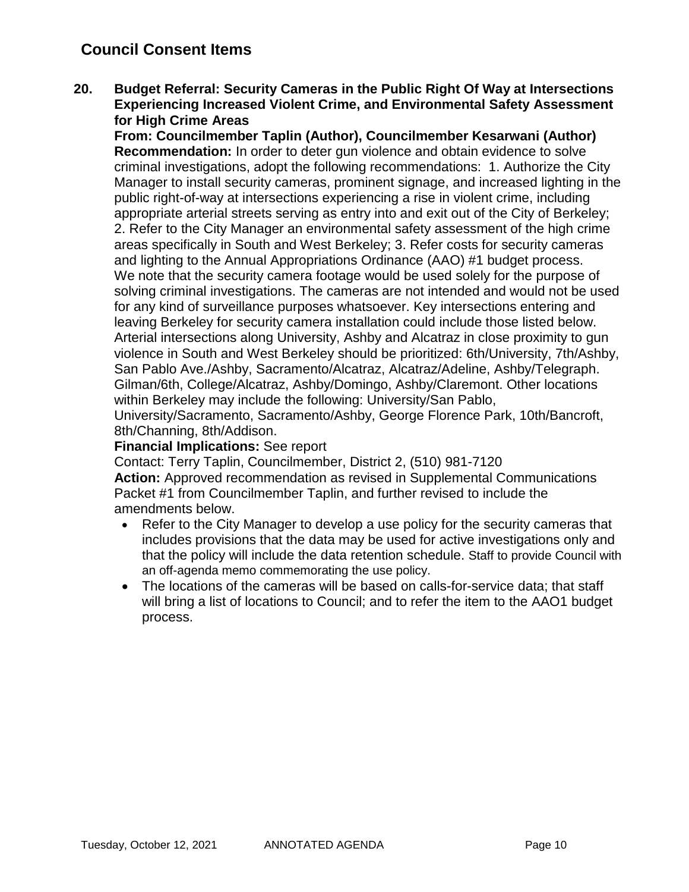## Council Consent Items

**20. Budget Referral: Security Cameras in the Public Right Of Way at Intersections Experiencing Increased Violent Crime, and Environmental Safety Assessment for High Crime Areas**

**From: Councilmember Taplin (Author), Councilmember Kesarwani (Author)**

**Recommendation:** In order to deter gun violence and obtain evidence to solve criminal investigations, adopt the following recommendations: 1. Authorize the City Manager to install security cameras, prominent signage, and increased lighting in the public right-of-way at intersections experiencing a rise in violent crime, including appropriate arterial streets serving as entry into and exit out of the City of Berkeley; 2. Refer to the City Manager an environmental safety assessment of the high crime areas specifically in South and West Berkeley; 3. Refer costs for security cameras and lighting to the Annual Appropriations Ordinance (AAO) #1 budget process. We note that the security camera footage would be used solely for the purpose of solving criminal investigations. The cameras are not intended and would not be used for any kind of surveillance purposes whatsoever. Key intersections entering and leaving Berkeley for security camera installation could include those listed below. Arterial intersections along University, Ashby and Alcatraz in close proximity to gun violence in South and West Berkeley should be prioritized: 6th/University, 7th/Ashby, San Pablo Ave./Ashby, Sacramento/Alcatraz, Alcatraz/Adeline, Ashby/Telegraph. Gilman/6th, College/Alcatraz, Ashby/Domingo, Ashby/Claremont. Other locations within Berkeley may include the following: University/San Pablo, University/Sacramento, Sacramento/Ashby, George Florence Park, 10th/Bancroft, 8th/Channing, 8th/Addison.

**Financial Implications:** See report

Contact: Terry Taplin, Councilmember, District 2, (510) 981-7120

**Action:** Approved recommendation as revised in Supplemental Communications Packet #1 from Councilmember Taplin, and further revised to include the amendments below.

- Refer to the City Manager to develop a use policy for the security cameras that includes provisions that the data may be used for active investigations only and that the policy will include the data retention schedule. Staff to provide Council with an off-agenda memo commemorating the use policy.
- The locations of the cameras will be based on calls-for-service data; that staff will bring a list of locations to Council; and to refer the item to the AAO1 budget process.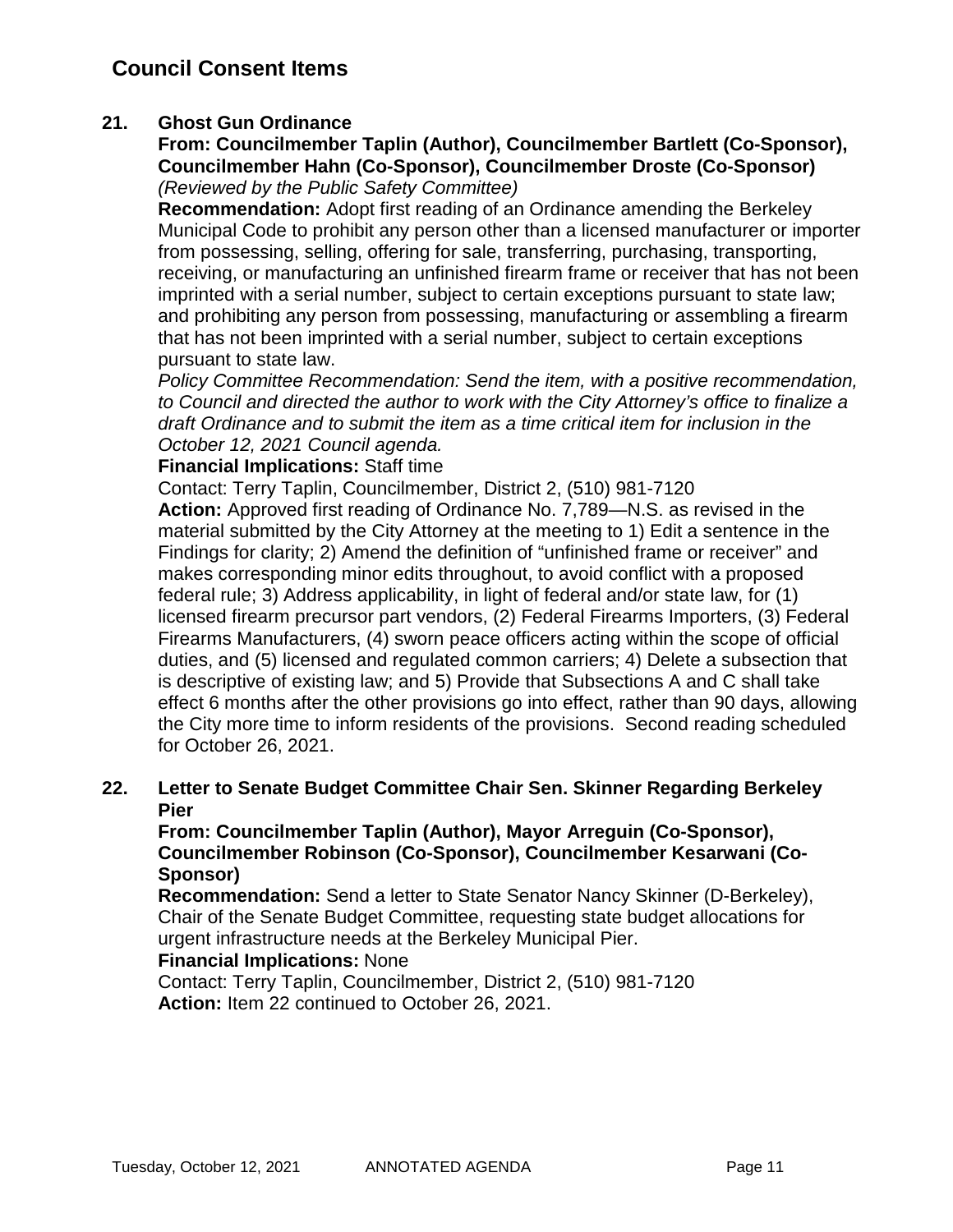## Council Consent Items

**21. Ghost Gun Ordinance**

**From: Councilmember Taplin (Author), Councilmember Bartlett (Co-Sponsor), Councilmember Hahn (Co-Sponsor), Councilmember Droste (Co-Sponsor)**
*(Reviewed by the Public Safety Committee)*

**Recommendation:** Adopt first reading of an Ordinance amending the Berkeley Municipal Code to prohibit any person other than a licensed manufacturer or importer from possessing, selling, offering for sale, transferring, purchasing, transporting, receiving, or manufacturing an unfinished firearm frame or receiver that has not been imprinted with a serial number, subject to certain exceptions pursuant to state law; and prohibiting any person from possessing, manufacturing or assembling a firearm that has not been imprinted with a serial number, subject to certain exceptions pursuant to state law.

*Policy Committee Recommendation: Send the item, with a positive recommendation, to Council and directed the author to work with the City Attorney's office to finalize a draft Ordinance and to submit the item as a time critical item for inclusion in the October 12, 2021 Council agenda.*

**Financial Implications:** Staff time

Contact: Terry Taplin, Councilmember, District 2, (510) 981-7120

**Action:** Approved first reading of Ordinance No. 7,789—N.S. as revised in the material submitted by the City Attorney at the meeting to 1) Edit a sentence in the Findings for clarity; 2) Amend the definition of "unfinished frame or receiver" and makes corresponding minor edits throughout, to avoid conflict with a proposed federal rule; 3) Address applicability, in light of federal and/or state law, for (1) licensed firearm precursor part vendors, (2) Federal Firearms Importers, (3) Federal Firearms Manufacturers, (4) sworn peace officers acting within the scope of official duties, and (5) licensed and regulated common carriers; 4) Delete a subsection that is descriptive of existing law; and 5) Provide that Subsections A and C shall take effect 6 months after the other provisions go into effect, rather than 90 days, allowing the City more time to inform residents of the provisions. Second reading scheduled for October 26, 2021.

**22. Letter to Senate Budget Committee Chair Sen. Skinner Regarding Berkeley Pier**

**From: Councilmember Taplin (Author), Mayor Arreguin (Co-Sponsor), Councilmember Robinson (Co-Sponsor), Councilmember Kesarwani (Co-Sponsor)**

**Recommendation:** Send a letter to State Senator Nancy Skinner (D-Berkeley), Chair of the Senate Budget Committee, requesting state budget allocations for urgent infrastructure needs at the Berkeley Municipal Pier.

**Financial Implications:** None

Contact: Terry Taplin, Councilmember, District 2, (510) 981-7120

**Action:** Item 22 continued to October 26, 2021.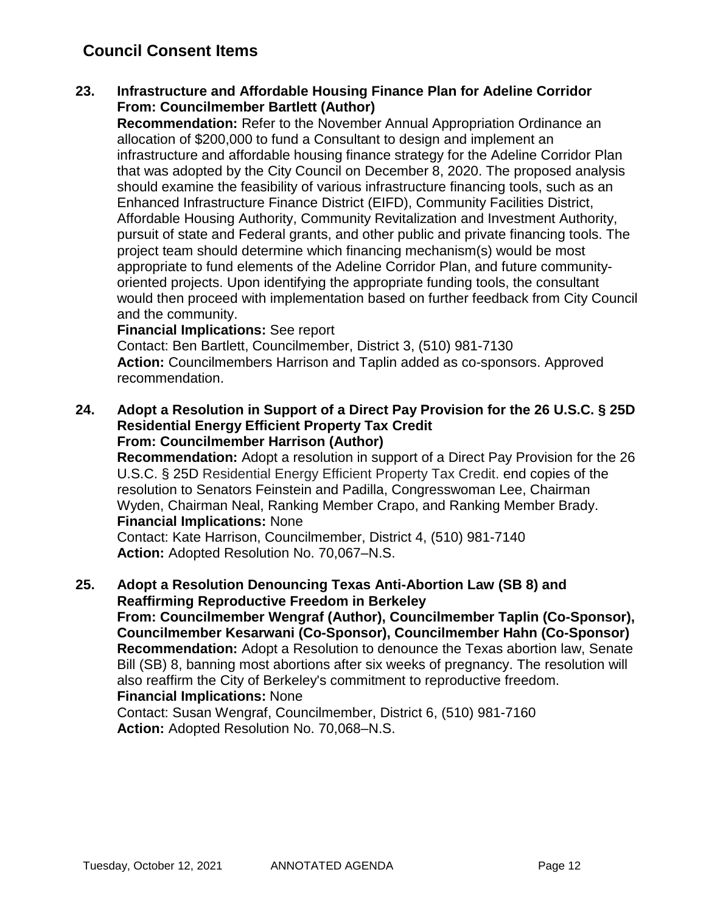## Council Consent Items

**23. Infrastructure and Affordable Housing Finance Plan for Adeline Corridor**
**From: Councilmember Bartlett (Author)**

**Recommendation:** Refer to the November Annual Appropriation Ordinance an allocation of $200,000 to fund a Consultant to design and implement an infrastructure and affordable housing finance strategy for the Adeline Corridor Plan that was adopted by the City Council on December 8, 2020. The proposed analysis should examine the feasibility of various infrastructure financing tools, such as an Enhanced Infrastructure Finance District (EIFD), Community Facilities District, Affordable Housing Authority, Community Revitalization and Investment Authority, pursuit of state and Federal grants, and other public and private financing tools. The project team should determine which financing mechanism(s) would be most appropriate to fund elements of the Adeline Corridor Plan, and future community-oriented projects. Upon identifying the appropriate funding tools, the consultant would then proceed with implementation based on further feedback from City Council and the community.

**Financial Implications:** See report

Contact: Ben Bartlett, Councilmember, District 3, (510) 981-7130

**Action:** Councilmembers Harrison and Taplin added as co-sponsors. Approved recommendation.

**24. Adopt a Resolution in Support of a Direct Pay Provision for the 26 U.S.C. § 25D Residential Energy Efficient Property Tax Credit**
**From: Councilmember Harrison (Author)**

**Recommendation:** Adopt a resolution in support of a Direct Pay Provision for the 26 U.S.C. § 25D Residential Energy Efficient Property Tax Credit. end copies of the resolution to Senators Feinstein and Padilla, Congresswoman Lee, Chairman Wyden, Chairman Neal, Ranking Member Crapo, and Ranking Member Brady.

**Financial Implications:** None

Contact: Kate Harrison, Councilmember, District 4, (510) 981-7140

**Action:** Adopted Resolution No. 70,067–N.S.

**25. Adopt a Resolution Denouncing Texas Anti-Abortion Law (SB 8) and Reaffirming Reproductive Freedom in Berkeley**
**From: Councilmember Wengraf (Author), Councilmember Taplin (Co-Sponsor), Councilmember Kesarwani (Co-Sponsor), Councilmember Hahn (Co-Sponsor)**

**Recommendation:** Adopt a Resolution to denounce the Texas abortion law, Senate Bill (SB) 8, banning most abortions after six weeks of pregnancy. The resolution will also reaffirm the City of Berkeley's commitment to reproductive freedom.

**Financial Implications:** None

Contact: Susan Wengraf, Councilmember, District 6, (510) 981-7160

**Action:** Adopted Resolution No. 70,068–N.S.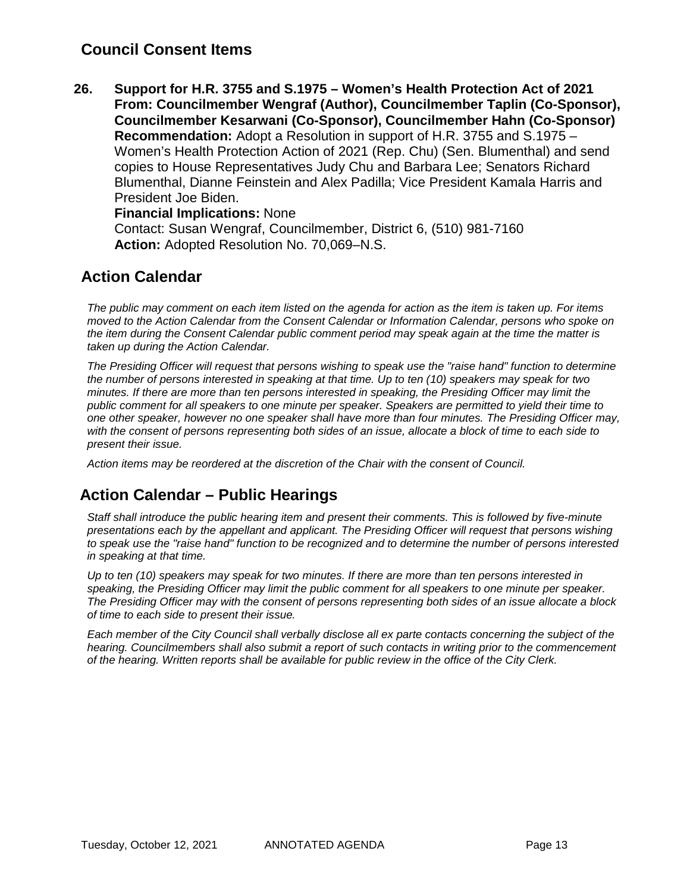## Council Consent Items

**26. Support for H.R. 3755 and S.1975 – Women's Health Protection Act of 2021**
**From: Councilmember Wengraf (Author), Councilmember Taplin (Co-Sponsor), Councilmember Kesarwani (Co-Sponsor), Councilmember Hahn (Co-Sponsor)**
**Recommendation:** Adopt a Resolution in support of H.R. 3755 and S.1975 – Women's Health Protection Action of 2021 (Rep. Chu) (Sen. Blumenthal) and send copies to House Representatives Judy Chu and Barbara Lee; Senators Richard Blumenthal, Dianne Feinstein and Alex Padilla; Vice President Kamala Harris and President Joe Biden.
**Financial Implications:** None
Contact: Susan Wengraf, Councilmember, District 6, (510) 981-7160
**Action:** Adopted Resolution No. 70,069–N.S.

## Action Calendar

*The public may comment on each item listed on the agenda for action as the item is taken up. For items moved to the Action Calendar from the Consent Calendar or Information Calendar, persons who spoke on the item during the Consent Calendar public comment period may speak again at the time the matter is taken up during the Action Calendar.*

*The Presiding Officer will request that persons wishing to speak use the "raise hand" function to determine the number of persons interested in speaking at that time. Up to ten (10) speakers may speak for two minutes. If there are more than ten persons interested in speaking, the Presiding Officer may limit the public comment for all speakers to one minute per speaker. Speakers are permitted to yield their time to one other speaker, however no one speaker shall have more than four minutes. The Presiding Officer may, with the consent of persons representing both sides of an issue, allocate a block of time to each side to present their issue.*

*Action items may be reordered at the discretion of the Chair with the consent of Council.*

## Action Calendar – Public Hearings

*Staff shall introduce the public hearing item and present their comments. This is followed by five-minute presentations each by the appellant and applicant. The Presiding Officer will request that persons wishing to speak use the "raise hand" function to be recognized and to determine the number of persons interested in speaking at that time.*

*Up to ten (10) speakers may speak for two minutes. If there are more than ten persons interested in speaking, the Presiding Officer may limit the public comment for all speakers to one minute per speaker. The Presiding Officer may with the consent of persons representing both sides of an issue allocate a block of time to each side to present their issue.*

*Each member of the City Council shall verbally disclose all ex parte contacts concerning the subject of the hearing. Councilmembers shall also submit a report of such contacts in writing prior to the commencement of the hearing. Written reports shall be available for public review in the office of the City Clerk.*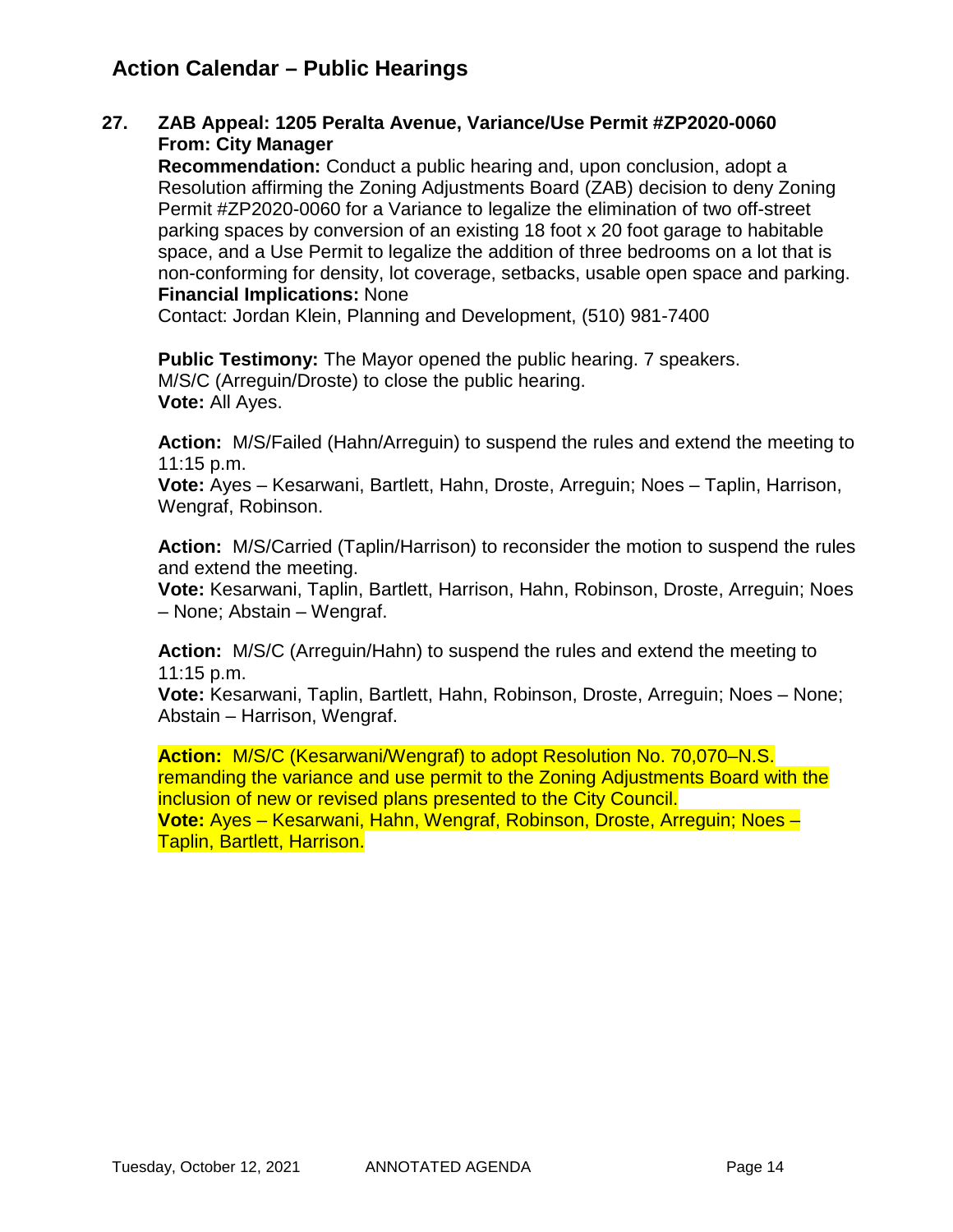## Action Calendar – Public Hearings

**27. ZAB Appeal: 1205 Peralta Avenue, Variance/Use Permit #ZP2020-0060**
**From: City Manager**

**Recommendation:** Conduct a public hearing and, upon conclusion, adopt a Resolution affirming the Zoning Adjustments Board (ZAB) decision to deny Zoning Permit #ZP2020-0060 for a Variance to legalize the elimination of two off-street parking spaces by conversion of an existing 18 foot x 20 foot garage to habitable space, and a Use Permit to legalize the addition of three bedrooms on a lot that is non-conforming for density, lot coverage, setbacks, usable open space and parking.
**Financial Implications:** None
Contact: Jordan Klein, Planning and Development, (510) 981-7400

**Public Testimony:** The Mayor opened the public hearing. 7 speakers.
M/S/C (Arreguin/Droste) to close the public hearing.
**Vote:** All Ayes.

**Action:** M/S/Failed (Hahn/Arreguin) to suspend the rules and extend the meeting to 11:15 p.m.
**Vote:** Ayes – Kesarwani, Bartlett, Hahn, Droste, Arreguin; Noes – Taplin, Harrison, Wengraf, Robinson.

**Action:** M/S/Carried (Taplin/Harrison) to reconsider the motion to suspend the rules and extend the meeting.
**Vote:** Kesarwani, Taplin, Bartlett, Harrison, Hahn, Robinson, Droste, Arreguin; Noes – None; Abstain – Wengraf.

**Action:** M/S/C (Arreguin/Hahn) to suspend the rules and extend the meeting to 11:15 p.m.
**Vote:** Kesarwani, Taplin, Bartlett, Hahn, Robinson, Droste, Arreguin; Noes – None; Abstain – Harrison, Wengraf.

**Action:** M/S/C (Kesarwani/Wengraf) to adopt Resolution No. 70,070–N.S. remanding the variance and use permit to the Zoning Adjustments Board with the inclusion of new or revised plans presented to the City Council.
**Vote:** Ayes – Kesarwani, Hahn, Wengraf, Robinson, Droste, Arreguin; Noes – Taplin, Bartlett, Harrison.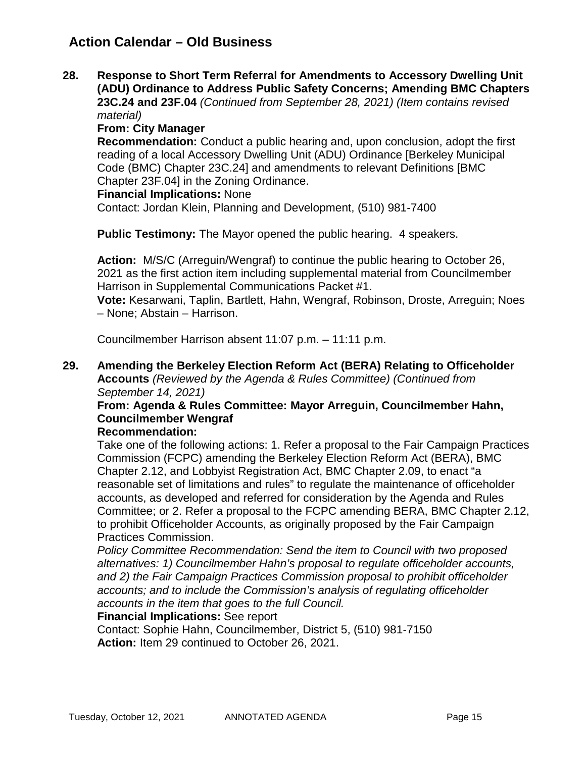## Action Calendar – Old Business

**28. Response to Short Term Referral for Amendments to Accessory Dwelling Unit (ADU) Ordinance to Address Public Safety Concerns; Amending BMC Chapters 23C.24 and 23F.04** *(Continued from September 28, 2021) (Item contains revised material)*

**From: City Manager**

**Recommendation:** Conduct a public hearing and, upon conclusion, adopt the first reading of a local Accessory Dwelling Unit (ADU) Ordinance [Berkeley Municipal Code (BMC) Chapter 23C.24] and amendments to relevant Definitions [BMC Chapter 23F.04] in the Zoning Ordinance.

**Financial Implications:** None

Contact: Jordan Klein, Planning and Development, (510) 981-7400

**Public Testimony:** The Mayor opened the public hearing. 4 speakers.

**Action:** M/S/C (Arreguin/Wengraf) to continue the public hearing to October 26, 2021 as the first action item including supplemental material from Councilmember Harrison in Supplemental Communications Packet #1.

**Vote:** Kesarwani, Taplin, Bartlett, Hahn, Wengraf, Robinson, Droste, Arreguin; Noes – None; Abstain – Harrison.

Councilmember Harrison absent 11:07 p.m. – 11:11 p.m.

**29. Amending the Berkeley Election Reform Act (BERA) Relating to Officeholder Accounts** *(Reviewed by the Agenda & Rules Committee) (Continued from September 14, 2021)*

**From: Agenda & Rules Committee: Mayor Arreguin, Councilmember Hahn, Councilmember Wengraf**

**Recommendation:**

Take one of the following actions: 1. Refer a proposal to the Fair Campaign Practices Commission (FCPC) amending the Berkeley Election Reform Act (BERA), BMC Chapter 2.12, and Lobbyist Registration Act, BMC Chapter 2.09, to enact "a reasonable set of limitations and rules" to regulate the maintenance of officeholder accounts, as developed and referred for consideration by the Agenda and Rules Committee; or 2. Refer a proposal to the FCPC amending BERA, BMC Chapter 2.12, to prohibit Officeholder Accounts, as originally proposed by the Fair Campaign Practices Commission.

*Policy Committee Recommendation: Send the item to Council with two proposed alternatives: 1) Councilmember Hahn's proposal to regulate officeholder accounts, and 2) the Fair Campaign Practices Commission proposal to prohibit officeholder accounts; and to include the Commission's analysis of regulating officeholder accounts in the item that goes to the full Council.*

**Financial Implications:** See report

Contact: Sophie Hahn, Councilmember, District 5, (510) 981-7150

**Action:** Item 29 continued to October 26, 2021.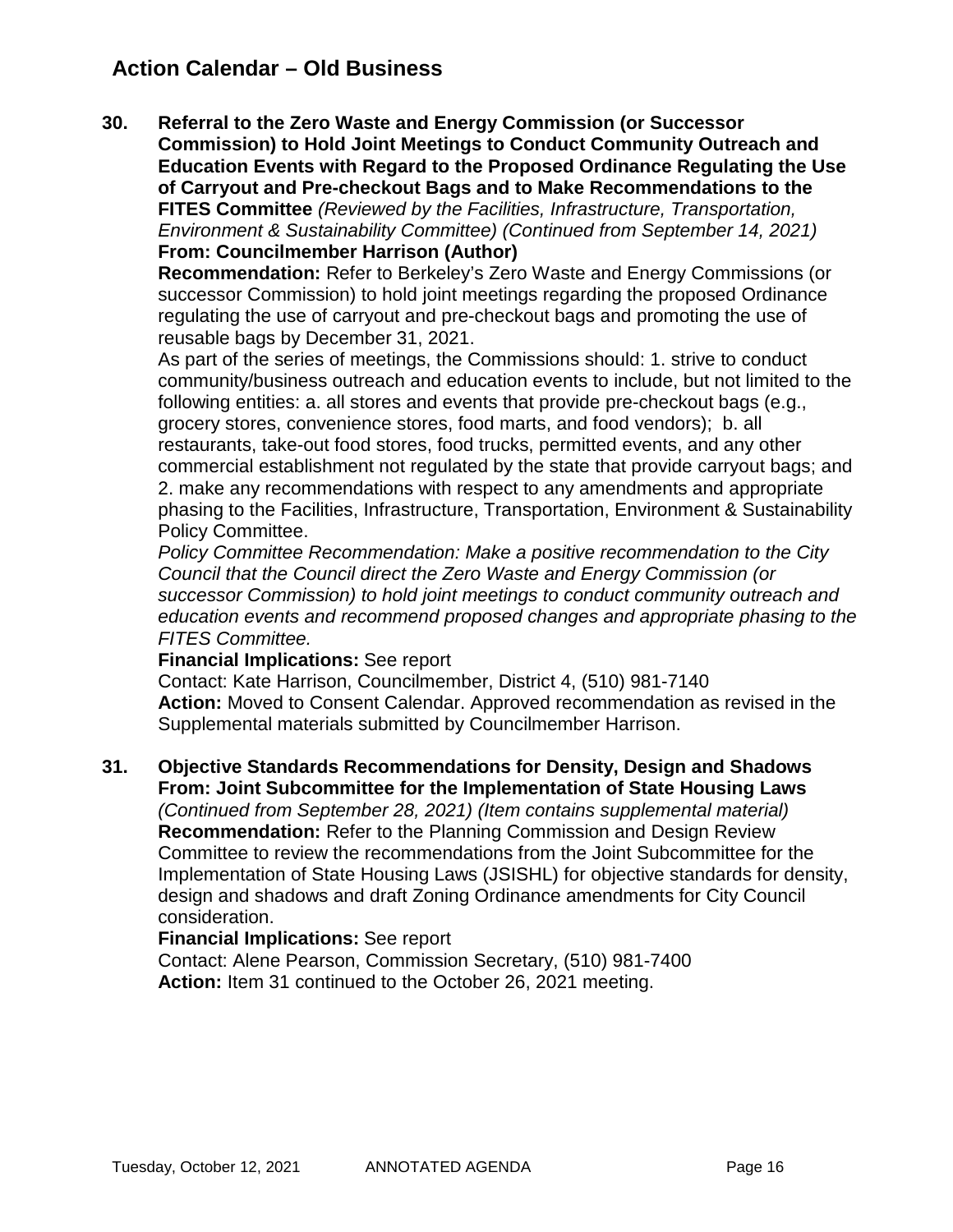## Action Calendar – Old Business

**30. Referral to the Zero Waste and Energy Commission (or Successor Commission) to Hold Joint Meetings to Conduct Community Outreach and Education Events with Regard to the Proposed Ordinance Regulating the Use of Carryout and Pre-checkout Bags and to Make Recommendations to the FITES Committee** *(Reviewed by the Facilities, Infrastructure, Transportation, Environment & Sustainability Committee) (Continued from September 14, 2021)*
**From: Councilmember Harrison (Author)**
**Recommendation:** Refer to Berkeley's Zero Waste and Energy Commissions (or successor Commission) to hold joint meetings regarding the proposed Ordinance regulating the use of carryout and pre-checkout bags and promoting the use of reusable bags by December 31, 2021.
As part of the series of meetings, the Commissions should: 1. strive to conduct community/business outreach and education events to include, but not limited to the following entities: a. all stores and events that provide pre-checkout bags (e.g., grocery stores, convenience stores, food marts, and food vendors); b. all restaurants, take-out food stores, food trucks, permitted events, and any other commercial establishment not regulated by the state that provide carryout bags; and 2. make any recommendations with respect to any amendments and appropriate phasing to the Facilities, Infrastructure, Transportation, Environment & Sustainability Policy Committee.
*Policy Committee Recommendation: Make a positive recommendation to the City Council that the Council direct the Zero Waste and Energy Commission (or successor Commission) to hold joint meetings to conduct community outreach and education events and recommend proposed changes and appropriate phasing to the FITES Committee.*
**Financial Implications:** See report
Contact: Kate Harrison, Councilmember, District 4, (510) 981-7140
**Action:** Moved to Consent Calendar. Approved recommendation as revised in the Supplemental materials submitted by Councilmember Harrison.

**31. Objective Standards Recommendations for Density, Design and Shadows**
**From: Joint Subcommittee for the Implementation of State Housing Laws**
*(Continued from September 28, 2021) (Item contains supplemental material)*
**Recommendation:** Refer to the Planning Commission and Design Review Committee to review the recommendations from the Joint Subcommittee for the Implementation of State Housing Laws (JSISHL) for objective standards for density, design and shadows and draft Zoning Ordinance amendments for City Council consideration.
**Financial Implications:** See report
Contact: Alene Pearson, Commission Secretary, (510) 981-7400
**Action:** Item 31 continued to the October 26, 2021 meeting.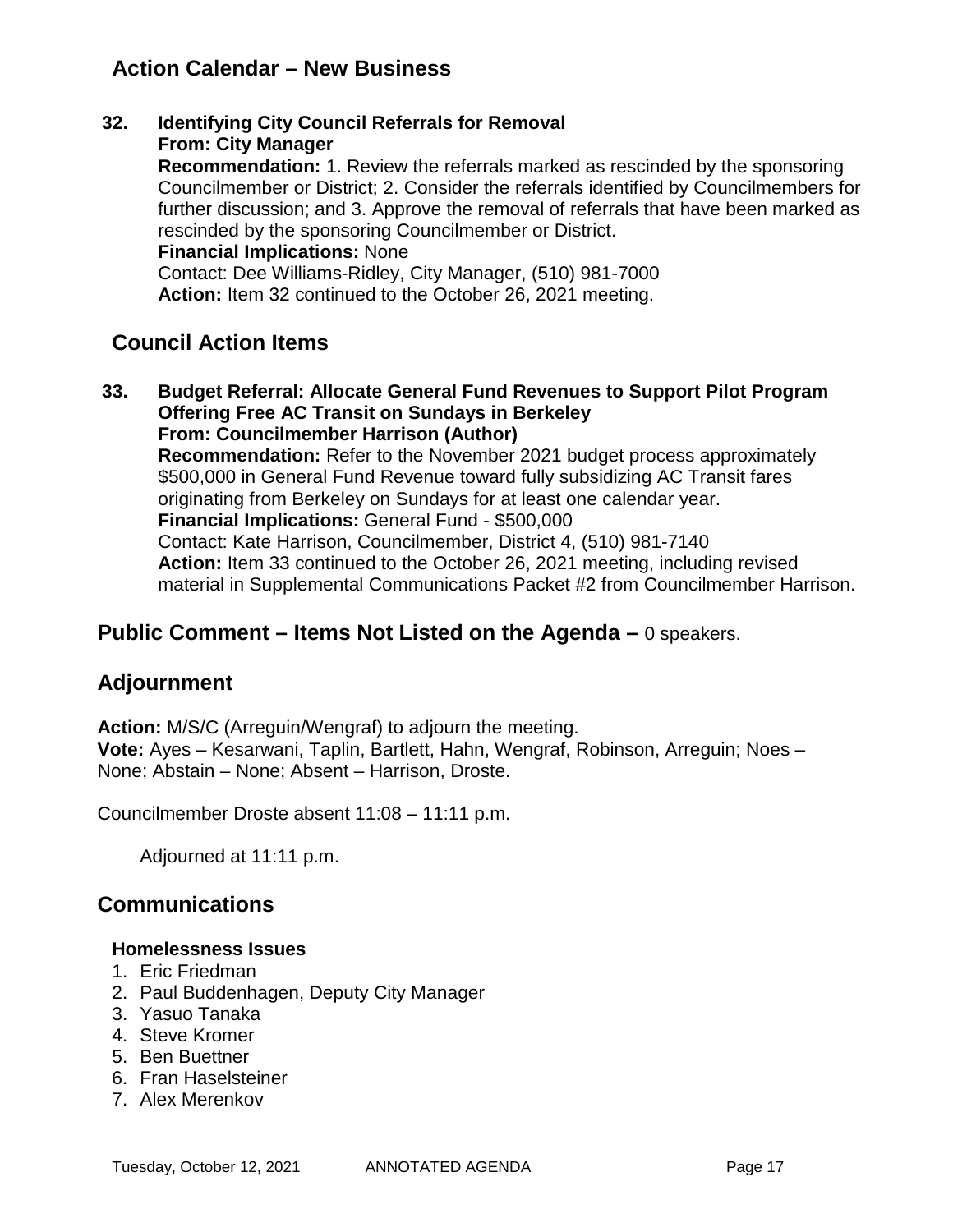## Action Calendar – New Business

**32. Identifying City Council Referrals for Removal**
**From: City Manager**
**Recommendation:** 1. Review the referrals marked as rescinded by the sponsoring Councilmember or District; 2. Consider the referrals identified by Councilmembers for further discussion; and 3. Approve the removal of referrals that have been marked as rescinded by the sponsoring Councilmember or District.
**Financial Implications:** None
Contact: Dee Williams-Ridley, City Manager, (510) 981-7000
**Action:** Item 32 continued to the October 26, 2021 meeting.

## Council Action Items

**33. Budget Referral: Allocate General Fund Revenues to Support Pilot Program Offering Free AC Transit on Sundays in Berkeley**
**From: Councilmember Harrison (Author)**
**Recommendation:** Refer to the November 2021 budget process approximately $500,000 in General Fund Revenue toward fully subsidizing AC Transit fares originating from Berkeley on Sundays for at least one calendar year.
**Financial Implications:** General Fund - $500,000
Contact: Kate Harrison, Councilmember, District 4, (510) 981-7140
**Action:** Item 33 continued to the October 26, 2021 meeting, including revised material in Supplemental Communications Packet #2 from Councilmember Harrison.

## Public Comment – Items Not Listed on the Agenda – 0 speakers.

## Adjournment

**Action:** M/S/C (Arreguin/Wengraf) to adjourn the meeting.
**Vote:** Ayes – Kesarwani, Taplin, Bartlett, Hahn, Wengraf, Robinson, Arreguin; Noes – None; Abstain – None; Absent – Harrison, Droste.

Councilmember Droste absent 11:08 – 11:11 p.m.

Adjourned at 11:11 p.m.

## Communications

### Homelessness Issues

1. Eric Friedman
2. Paul Buddenhagen, Deputy City Manager
3. Yasuo Tanaka
4. Steve Kromer
5. Ben Buettner
6. Fran Haselsteiner
7. Alex Merenkov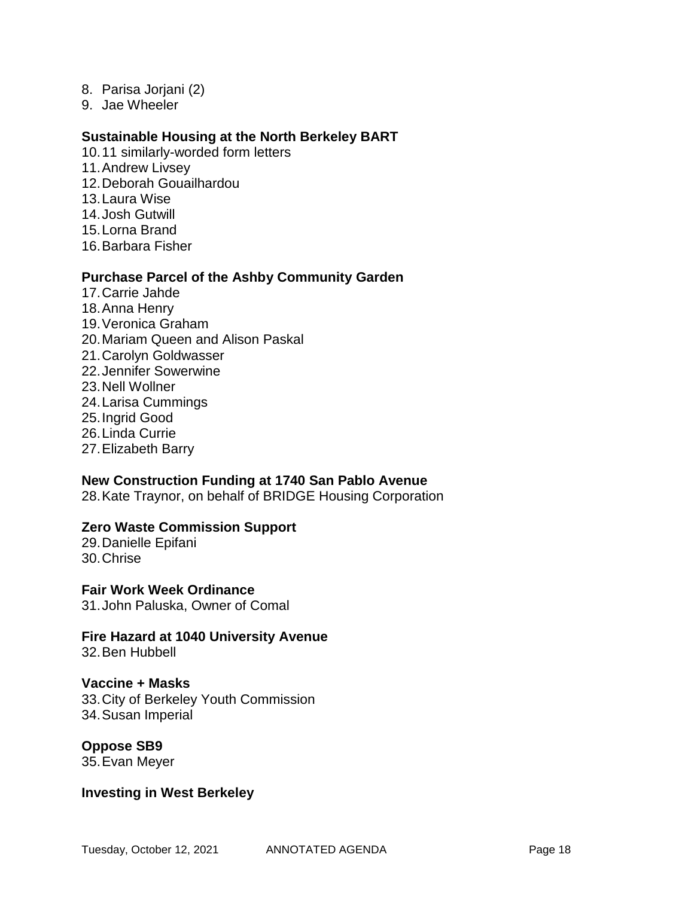8. Parisa Jorjani (2)
9. Jae Wheeler

**Sustainable Housing at the North Berkeley BART**

10. 11 similarly-worded form letters
11. Andrew Livsey
12. Deborah Gouailhardou
13. Laura Wise
14. Josh Gutwill
15. Lorna Brand
16. Barbara Fisher

**Purchase Parcel of the Ashby Community Garden**

17. Carrie Jahde
18. Anna Henry
19. Veronica Graham
20. Mariam Queen and Alison Paskal
21. Carolyn Goldwasser
22. Jennifer Sowerwine
23. Nell Wollner
24. Larisa Cummings
25. Ingrid Good
26. Linda Currie
27. Elizabeth Barry

**New Construction Funding at 1740 San Pablo Avenue**

28. Kate Traynor, on behalf of BRIDGE Housing Corporation

**Zero Waste Commission Support**

29. Danielle Epifani
30. Chrise

**Fair Work Week Ordinance**

31. John Paluska, Owner of Comal

**Fire Hazard at 1040 University Avenue**

32. Ben Hubbell

**Vaccine + Masks**

33. City of Berkeley Youth Commission
34. Susan Imperial

**Oppose SB9**

35. Evan Meyer

**Investing in West Berkeley**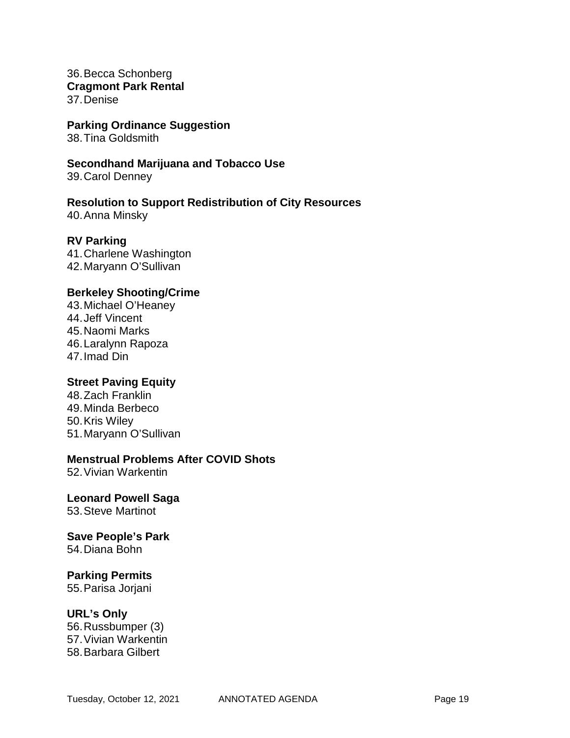36. Becca Schonberg

**Cragmont Park Rental**

37. Denise

**Parking Ordinance Suggestion**

38. Tina Goldsmith

**Secondhand Marijuana and Tobacco Use**

39. Carol Denney

**Resolution to Support Redistribution of City Resources**

40. Anna Minsky

**RV Parking**

41. Charlene Washington
42. Maryann O'Sullivan

**Berkeley Shooting/Crime**

43. Michael O'Heaney
44. Jeff Vincent
45. Naomi Marks
46. Laralynn Rapoza
47. Imad Din

**Street Paving Equity**

48. Zach Franklin
49. Minda Berbeco
50. Kris Wiley
51. Maryann O'Sullivan

**Menstrual Problems After COVID Shots**

52. Vivian Warkentin

**Leonard Powell Saga**

53. Steve Martinot

**Save People's Park**

54. Diana Bohn

**Parking Permits**

55. Parisa Jorjani

**URL's Only**

56. Russbumper (3)
57. Vivian Warkentin
58. Barbara Gilbert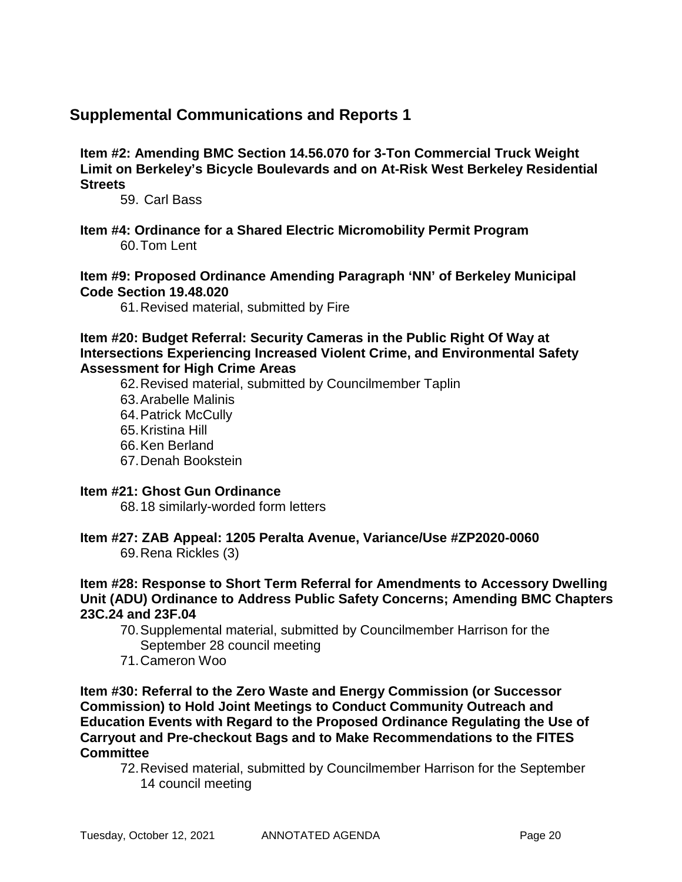## Supplemental Communications and Reports 1

**Item #2: Amending BMC Section 14.56.070 for 3-Ton Commercial Truck Weight Limit on Berkeley's Bicycle Boulevards and on At-Risk West Berkeley Residential Streets**

59. Carl Bass

**Item #4: Ordinance for a Shared Electric Micromobility Permit Program**

60. Tom Lent

**Item #9: Proposed Ordinance Amending Paragraph 'NN' of Berkeley Municipal Code Section 19.48.020**

61. Revised material, submitted by Fire

**Item #20: Budget Referral: Security Cameras in the Public Right Of Way at Intersections Experiencing Increased Violent Crime, and Environmental Safety Assessment for High Crime Areas**

62. Revised material, submitted by Councilmember Taplin
63. Arabelle Malinis
64. Patrick McCully
65. Kristina Hill
66. Ken Berland
67. Denah Bookstein

**Item #21: Ghost Gun Ordinance**

68. 18 similarly-worded form letters

**Item #27: ZAB Appeal: 1205 Peralta Avenue, Variance/Use #ZP2020-0060**

69. Rena Rickles (3)

**Item #28: Response to Short Term Referral for Amendments to Accessory Dwelling Unit (ADU) Ordinance to Address Public Safety Concerns; Amending BMC Chapters 23C.24 and 23F.04**

70. Supplemental material, submitted by Councilmember Harrison for the September 28 council meeting
71. Cameron Woo

**Item #30: Referral to the Zero Waste and Energy Commission (or Successor Commission) to Hold Joint Meetings to Conduct Community Outreach and Education Events with Regard to the Proposed Ordinance Regulating the Use of Carryout and Pre-checkout Bags and to Make Recommendations to the FITES Committee**

72. Revised material, submitted by Councilmember Harrison for the September 14 council meeting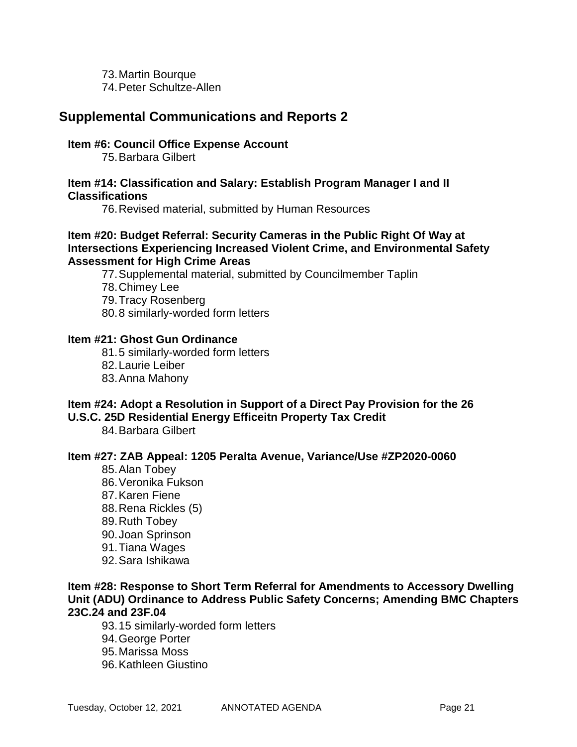73. Martin Bourque
74. Peter Schultze-Allen

## Supplemental Communications and Reports 2

**Item #6: Council Office Expense Account**

75. Barbara Gilbert

**Item #14: Classification and Salary: Establish Program Manager I and II Classifications**

76. Revised material, submitted by Human Resources

**Item #20: Budget Referral: Security Cameras in the Public Right Of Way at Intersections Experiencing Increased Violent Crime, and Environmental Safety Assessment for High Crime Areas**

77. Supplemental material, submitted by Councilmember Taplin
78. Chimey Lee
79. Tracy Rosenberg
80. 8 similarly-worded form letters

**Item #21: Ghost Gun Ordinance**

81. 5 similarly-worded form letters
82. Laurie Leiber
83. Anna Mahony

**Item #24: Adopt a Resolution in Support of a Direct Pay Provision for the 26 U.S.C. 25D Residential Energy Efficeitn Property Tax Credit**

84. Barbara Gilbert

**Item #27: ZAB Appeal: 1205 Peralta Avenue, Variance/Use #ZP2020-0060**

85. Alan Tobey
86. Veronika Fukson
87. Karen Fiene
88. Rena Rickles (5)
89. Ruth Tobey
90. Joan Sprinson
91. Tiana Wages
92. Sara Ishikawa

**Item #28: Response to Short Term Referral for Amendments to Accessory Dwelling Unit (ADU) Ordinance to Address Public Safety Concerns; Amending BMC Chapters 23C.24 and 23F.04**

93. 15 similarly-worded form letters
94. George Porter
95. Marissa Moss
96. Kathleen Giustino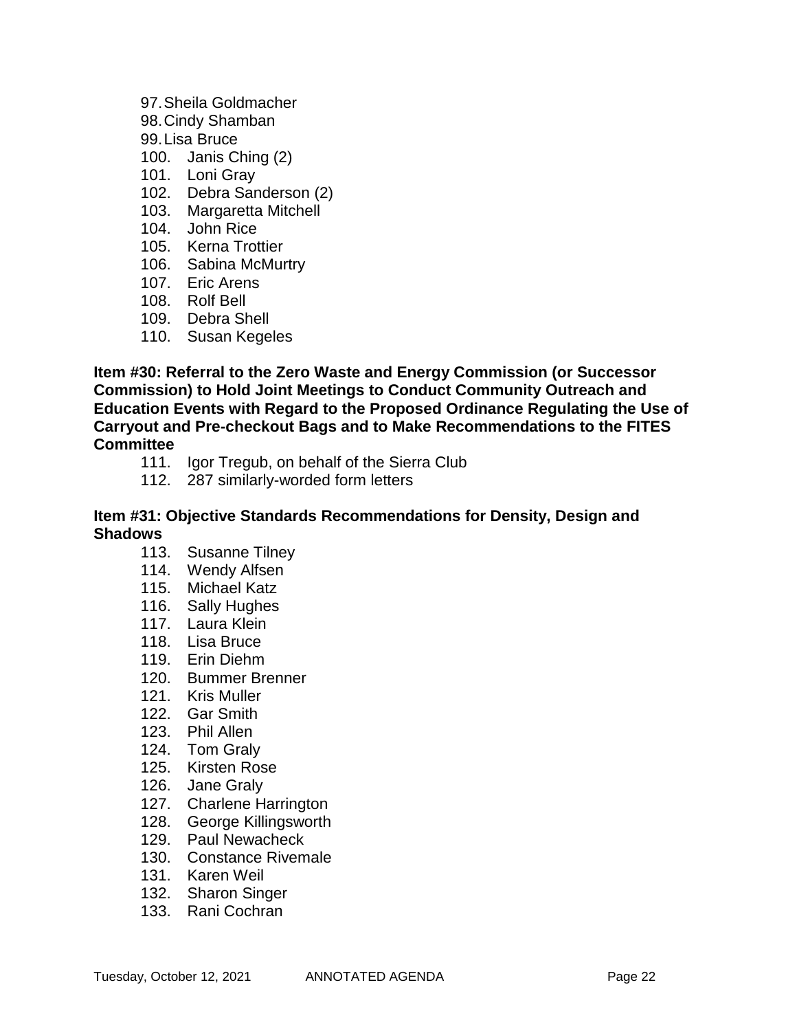97. Sheila Goldmacher
98. Cindy Shamban
99. Lisa Bruce
100. Janis Ching (2)
101. Loni Gray
102. Debra Sanderson (2)
103. Margaretta Mitchell
104. John Rice
105. Kerna Trottier
106. Sabina McMurtry
107. Eric Arens
108. Rolf Bell
109. Debra Shell
110. Susan Kegeles

**Item #30: Referral to the Zero Waste and Energy Commission (or Successor Commission) to Hold Joint Meetings to Conduct Community Outreach and Education Events with Regard to the Proposed Ordinance Regulating the Use of Carryout and Pre-checkout Bags and to Make Recommendations to the FITES Committee**

111. Igor Tregub, on behalf of the Sierra Club
112. 287 similarly-worded form letters

**Item #31: Objective Standards Recommendations for Density, Design and Shadows**

113. Susanne Tilney
114. Wendy Alfsen
115. Michael Katz
116. Sally Hughes
117. Laura Klein
118. Lisa Bruce
119. Erin Diehm
120. Bummer Brenner
121. Kris Muller
122. Gar Smith
123. Phil Allen
124. Tom Graly
125. Kirsten Rose
126. Jane Graly
127. Charlene Harrington
128. George Killingsworth
129. Paul Newacheck
130. Constance Rivemale
131. Karen Weil
132. Sharon Singer
133. Rani Cochran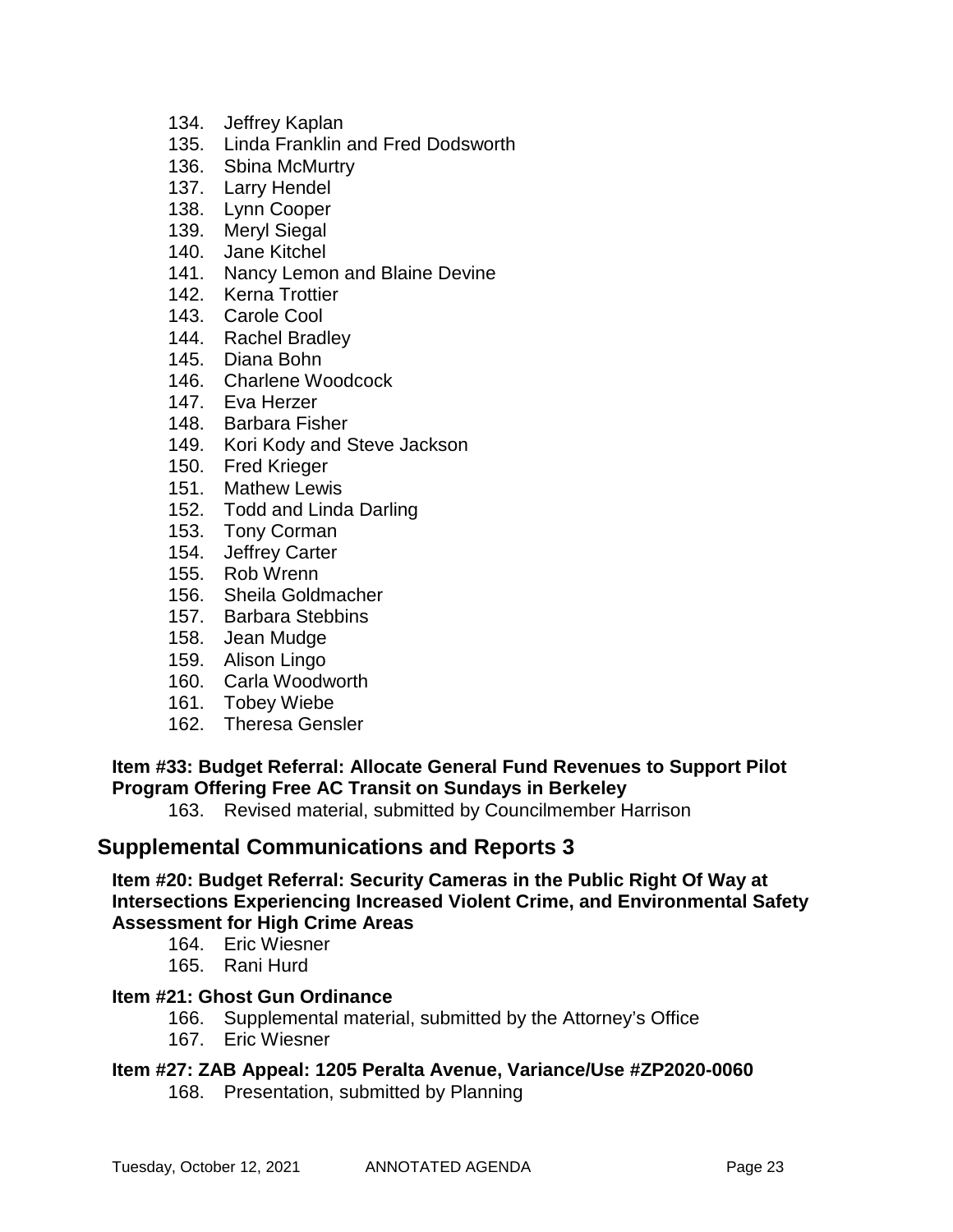134. Jeffrey Kaplan
135. Linda Franklin and Fred Dodsworth
136. Sbina McMurtry
137. Larry Hendel
138. Lynn Cooper
139. Meryl Siegal
140. Jane Kitchel
141. Nancy Lemon and Blaine Devine
142. Kerna Trottier
143. Carole Cool
144. Rachel Bradley
145. Diana Bohn
146. Charlene Woodcock
147. Eva Herzer
148. Barbara Fisher
149. Kori Kody and Steve Jackson
150. Fred Krieger
151. Mathew Lewis
152. Todd and Linda Darling
153. Tony Corman
154. Jeffrey Carter
155. Rob Wrenn
156. Sheila Goldmacher
157. Barbara Stebbins
158. Jean Mudge
159. Alison Lingo
160. Carla Woodworth
161. Tobey Wiebe
162. Theresa Gensler

**Item #33: Budget Referral: Allocate General Fund Revenues to Support Pilot Program Offering Free AC Transit on Sundays in Berkeley**

163. Revised material, submitted by Councilmember Harrison

## Supplemental Communications and Reports 3

**Item #20: Budget Referral: Security Cameras in the Public Right Of Way at Intersections Experiencing Increased Violent Crime, and Environmental Safety Assessment for High Crime Areas**

164. Eric Wiesner
165. Rani Hurd

**Item #21: Ghost Gun Ordinance**

166. Supplemental material, submitted by the Attorney's Office
167. Eric Wiesner

**Item #27: ZAB Appeal: 1205 Peralta Avenue, Variance/Use #ZP2020-0060**

168. Presentation, submitted by Planning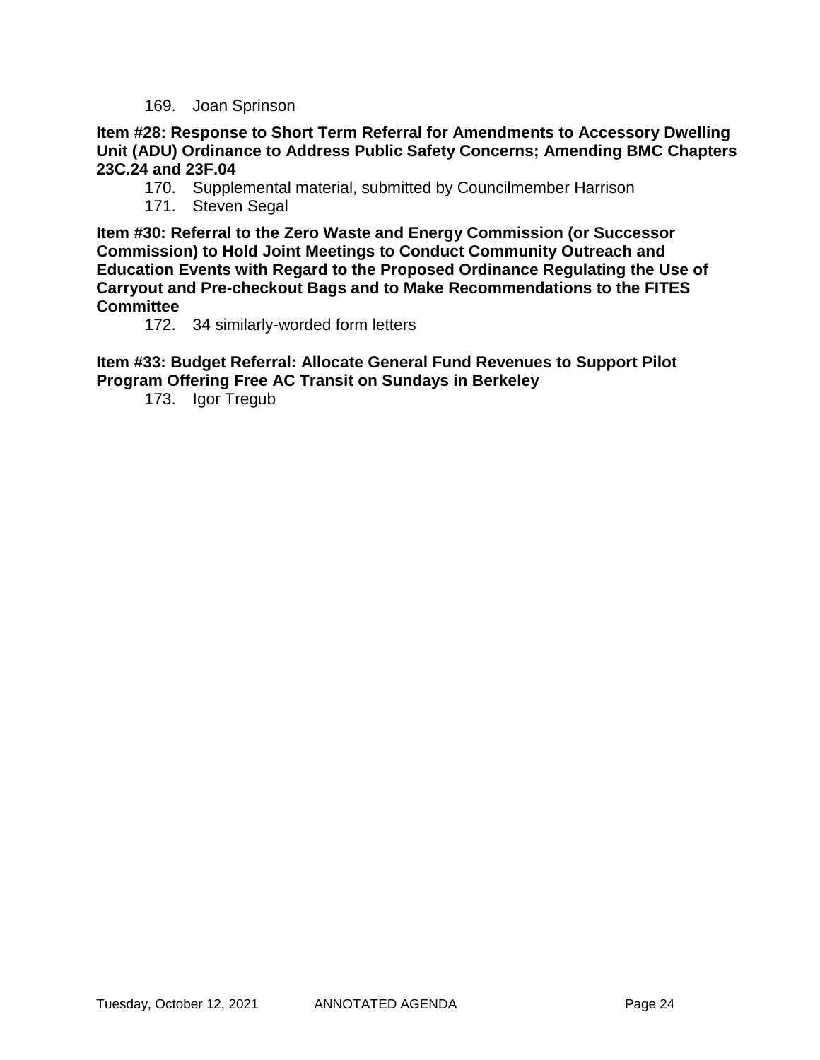169. Joan Sprinson

**Item #28: Response to Short Term Referral for Amendments to Accessory Dwelling Unit (ADU) Ordinance to Address Public Safety Concerns; Amending BMC Chapters 23C.24 and 23F.04**

170. Supplemental material, submitted by Councilmember Harrison
171. Steven Segal

**Item #30: Referral to the Zero Waste and Energy Commission (or Successor Commission) to Hold Joint Meetings to Conduct Community Outreach and Education Events with Regard to the Proposed Ordinance Regulating the Use of Carryout and Pre-checkout Bags and to Make Recommendations to the FITES Committee**

172. 34 similarly-worded form letters

**Item #33: Budget Referral: Allocate General Fund Revenues to Support Pilot Program Offering Free AC Transit on Sundays in Berkeley**

173. Igor Tregub